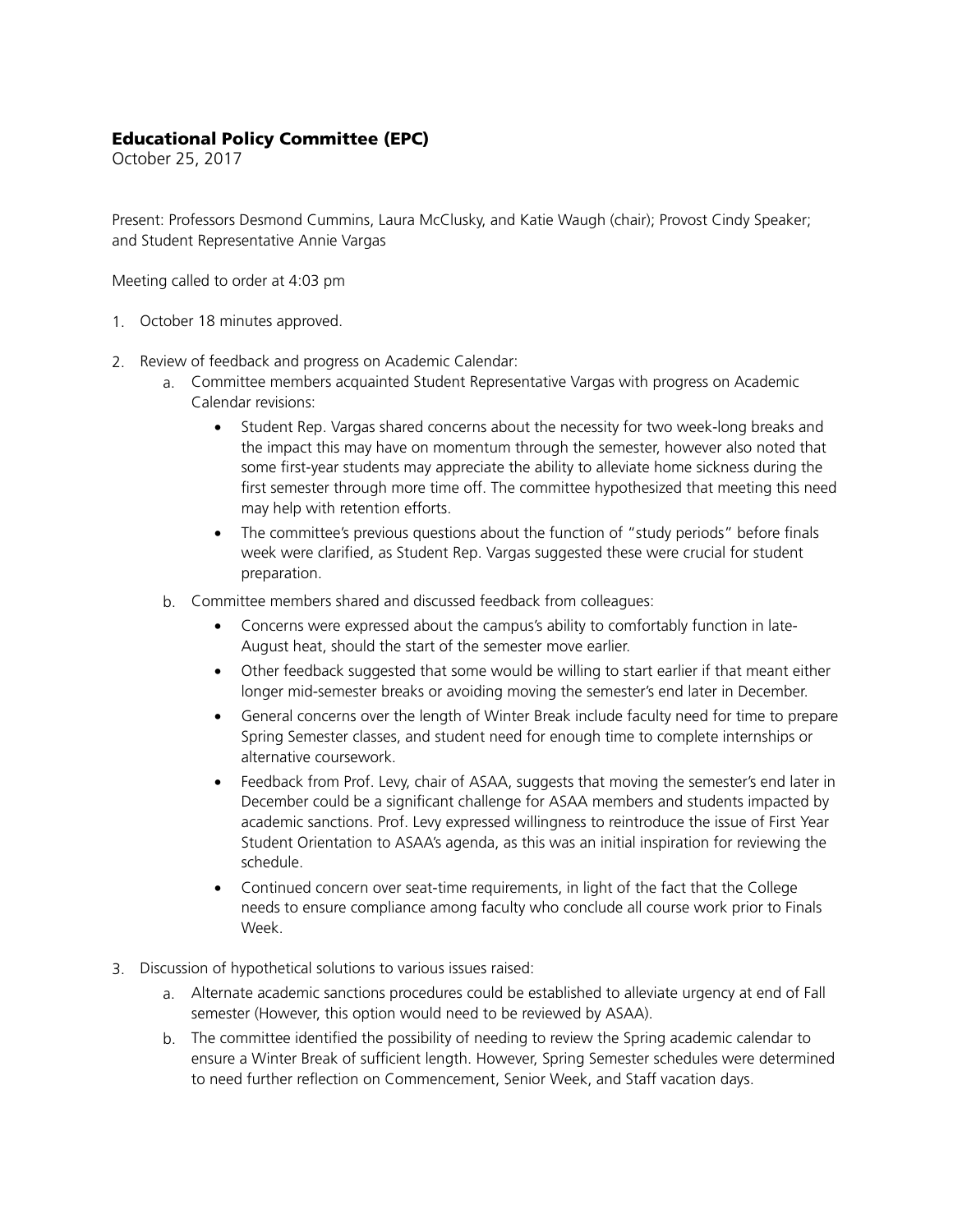## **Educational Policy Committee (EPC)**

October 25, 2017

Present: Professors Desmond Cummins, Laura McClusky, and Katie Waugh (chair); Provost Cindy Speaker; and Student Representative Annie Vargas

Meeting called to order at 4:03 pm

1. October 18 minutes approved.

2. Review of feedback and progress on Academic Calendar:
   a. Committee members acquainted Student Representative Vargas with progress on Academic Calendar revisions:
      - Student Rep. Vargas shared concerns about the necessity for two week-long breaks and the impact this may have on momentum through the semester, however also noted that some first-year students may appreciate the ability to alleviate home sickness during the first semester through more time off. The committee hypothesized that meeting this need may help with retention efforts.
      - The committee's previous questions about the function of "study periods" before finals week were clarified, as Student Rep. Vargas suggested these were crucial for student preparation.

   b. Committee members shared and discussed feedback from colleagues:
      - Concerns were expressed about the campus's ability to comfortably function in late-August heat, should the start of the semester move earlier.
      - Other feedback suggested that some would be willing to start earlier if that meant either longer mid-semester breaks or avoiding moving the semester's end later in December.
      - General concerns over the length of Winter Break include faculty need for time to prepare Spring Semester classes, and student need for enough time to complete internships or alternative coursework.
      - Feedback from Prof. Levy, chair of ASAA, suggests that moving the semester's end later in December could be a significant challenge for ASAA members and students impacted by academic sanctions. Prof. Levy expressed willingness to reintroduce the issue of First Year Student Orientation to ASAA's agenda, as this was an initial inspiration for reviewing the schedule.
      - Continued concern over seat-time requirements, in light of the fact that the College needs to ensure compliance among faculty who conclude all course work prior to Finals Week.

3. Discussion of hypothetical solutions to various issues raised:
   a. Alternate academic sanctions procedures could be established to alleviate urgency at end of Fall semester (However, this option would need to be reviewed by ASAA).
   b. The committee identified the possibility of needing to review the Spring academic calendar to ensure a Winter Break of sufficient length. However, Spring Semester schedules were determined to need further reflection on Commencement, Senior Week, and Staff vacation days.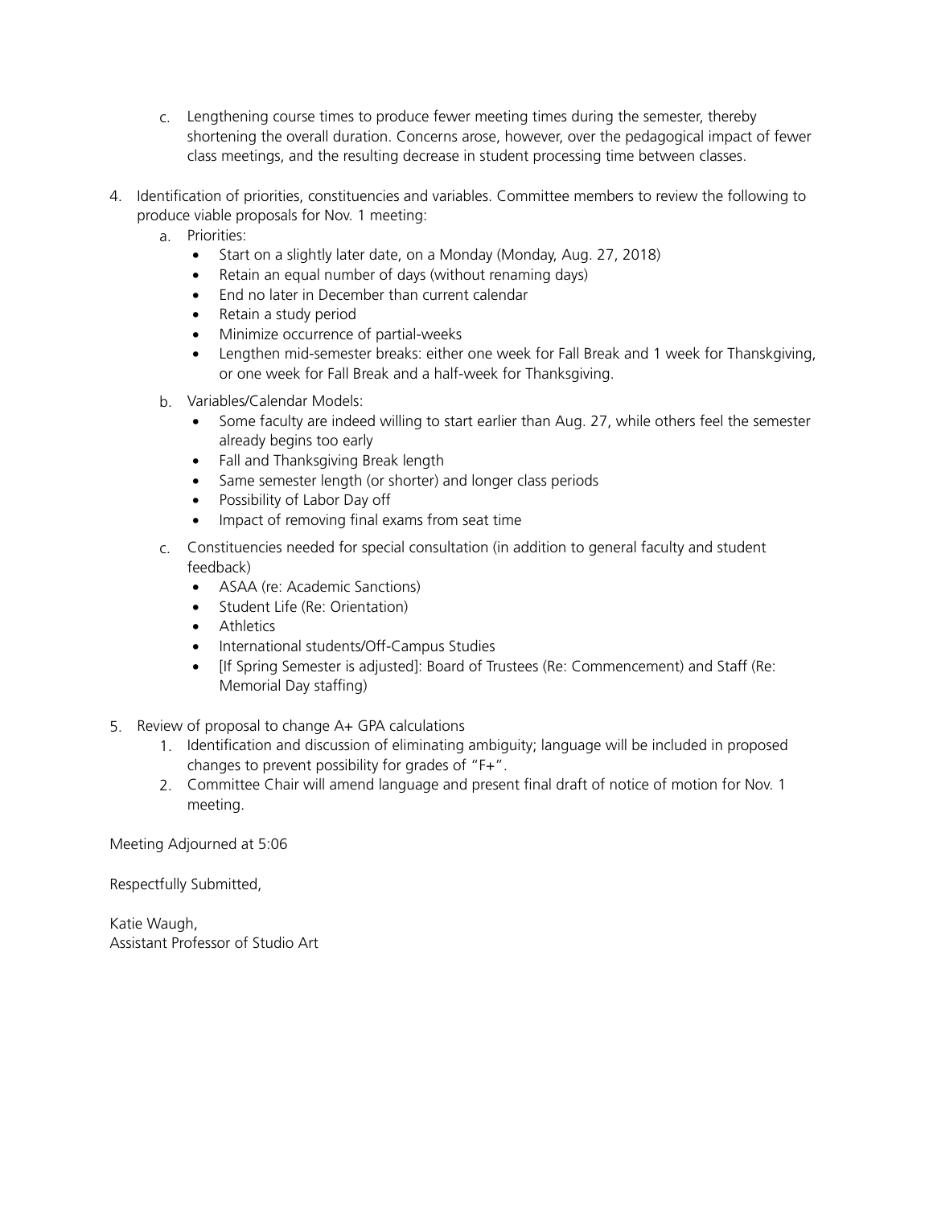c. Lengthening course times to produce fewer meeting times during the semester, thereby shortening the overall duration. Concerns arose, however, over the pedagogical impact of fewer class meetings, and the resulting decrease in student processing time between classes.

4. Identification of priorities, constituencies and variables. Committee members to review the following to produce viable proposals for Nov. 1 meeting:
   a. Priorities:
      - Start on a slightly later date, on a Monday (Monday, Aug. 27, 2018)
      - Retain an equal number of days (without renaming days)
      - End no later in December than current calendar
      - Retain a study period
      - Minimize occurrence of partial-weeks
      - Lengthen mid-semester breaks: either one week for Fall Break and 1 week for Thanskgiving, or one week for Fall Break and a half-week for Thanksgiving.

   b. Variables/Calendar Models:
      - Some faculty are indeed willing to start earlier than Aug. 27, while others feel the semester already begins too early
      - Fall and Thanksgiving Break length
      - Same semester length (or shorter) and longer class periods
      - Possibility of Labor Day off
      - Impact of removing final exams from seat time

   c. Constituencies needed for special consultation (in addition to general faculty and student feedback)
      - ASAA (re: Academic Sanctions)
      - Student Life (Re: Orientation)
      - Athletics
      - International students/Off-Campus Studies
      - [If Spring Semester is adjusted]: Board of Trustees (Re: Commencement) and Staff (Re: Memorial Day staffing)

5. Review of proposal to change A+ GPA calculations
   1. Identification and discussion of eliminating ambiguity; language will be included in proposed changes to prevent possibility for grades of "F+".
   2. Committee Chair will amend language and present final draft of notice of motion for Nov. 1 meeting.

Meeting Adjourned at 5:06

Respectfully Submitted,

Katie Waugh,
Assistant Professor of Studio Art